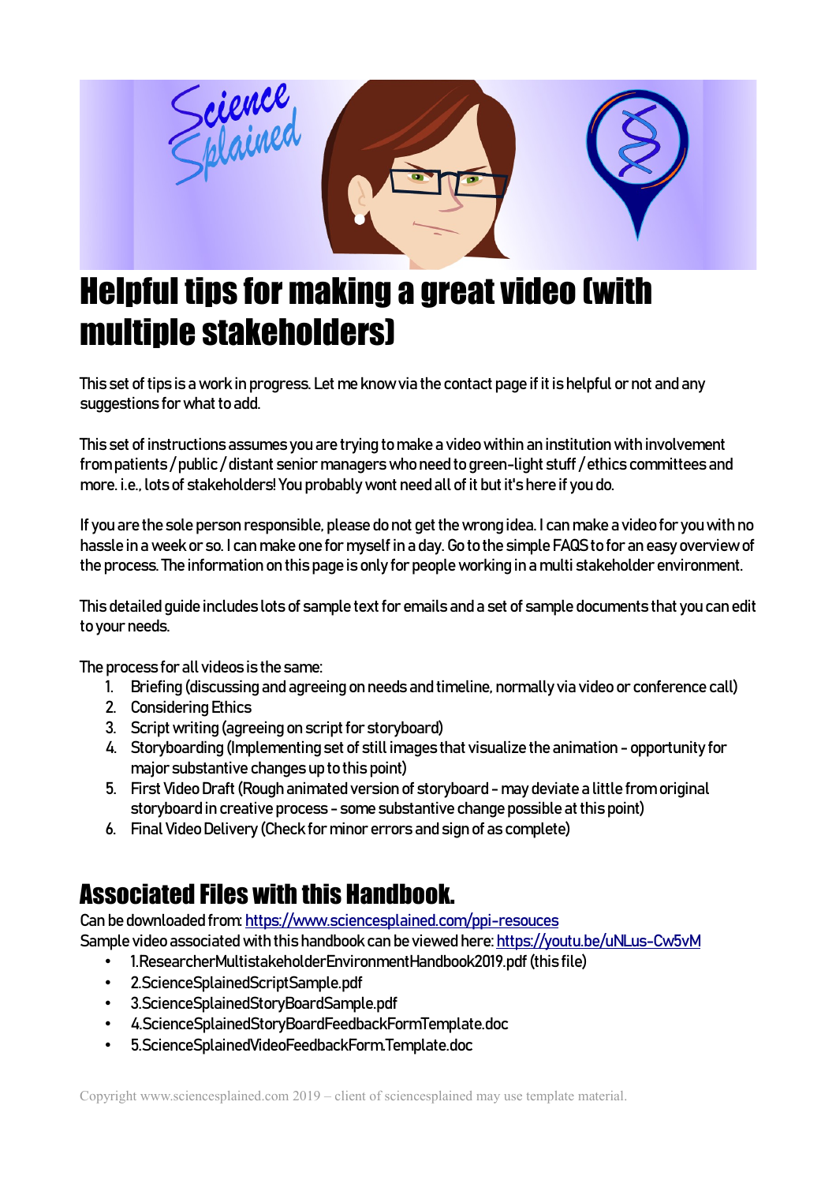# Helpful tips for making a great video (with multiple stakeholders)

This set of tips is a work in progress. Let me know via the contact page if it is helpful or not and any suggestions for what to add.

This set of instructions assumes you are trying to make a video within an institution with involvement from patients / public / distant senior managers who need to green-light stuff / ethics committees and more. i.e., lots of stakeholders! You probably wont need all of it but it's here if you do.

If you are the sole person responsible, please do not get the wrong idea. I can make a video for you with no hassle in a week or so. I can make one for myself in a day. Go to the simple FAQS to for an easy overview of the process. The information on this page is only for people working in a multi stakeholder environment.

This detailed guide includes lots of sample text for emails and a set of sample documents that you can edit to your needs.

The process for all videos is the same:

1. Briefing (discussing and agreeing on needs and timeline, normally via video or conference call)
2. Considering Ethics
3. Script writing (agreeing on script for storyboard)
4. Storyboarding (Implementing set of still images that visualize the animation - opportunity for major substantive changes up to this point)
5. First Video Draft (Rough animated version of storyboard - may deviate a little from original storyboard in creative process - some substantive change possible at this point)
6. Final Video Delivery (Check for minor errors and sign of as complete)

## Associated Files with this Handbook.

Can be downloaded from: https://www.sciencesplained.com/ppi-resouces
Sample video associated with this handbook can be viewed here: https://youtu.be/uNLus-Cw5vM

- 1.ResearcherMultistakeholderEnvironmentHandbook2019.pdf (this file)
- 2.ScienceSplainedScriptSample.pdf
- 3.ScienceSplainedStoryBoardSample.pdf
- 4.ScienceSplainedStoryBoardFeedbackFormTemplate.doc
- 5.ScienceSplainedVideoFeedbackForm.Template.doc

Copyright www.sciencesplained.com 2019 – client of sciencesplained may use template material.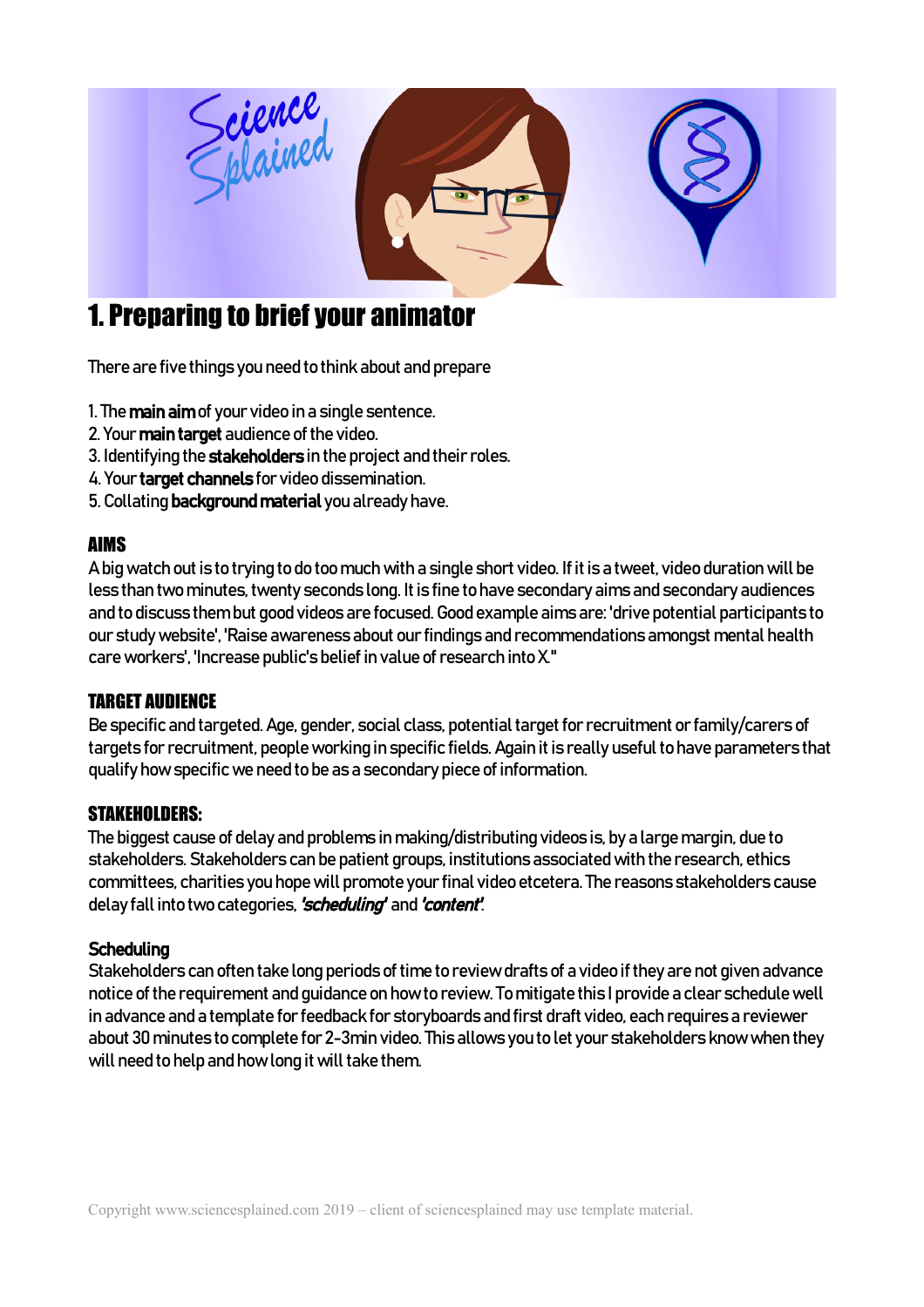# 1. Preparing to brief your animator

There are five things you need to think about and prepare

1. The **main aim** of your video in a single sentence.
2. Your **main target** audience of the video.
3. Identifying the **stakeholders** in the project and their roles.
4. Your **target channels** for video dissemination.
5. Collating **background material** you already have.

## AIMS

A big watch out is to trying to do too much with a single short video. If it is a tweet, video duration will be less than two minutes, twenty seconds long. It is fine to have secondary aims and secondary audiences and to discuss them but good videos are focused. Good example aims are: 'drive potential participants to our study website', 'Raise awareness about our findings and recommendations amongst mental health care workers', 'Increase public's belief in value of research into X."

## TARGET AUDIENCE

Be specific and targeted. Age, gender, social class, potential target for recruitment or family/carers of targets for recruitment, people working in specific fields. Again it is really useful to have parameters that qualify how specific we need to be as a secondary piece of information.

## STAKEHOLDERS:

The biggest cause of delay and problems in making/distributing videos is, by a large margin, due to stakeholders. Stakeholders can be patient groups, institutions associated with the research, ethics committees, charities you hope will promote your final video etcetera. The reasons stakeholders cause delay fall into two categories, ***'scheduling'*** and ***'content'***.

### Scheduling

Stakeholders can often take long periods of time to review drafts of a video if they are not given advance notice of the requirement and guidance on how to review. To mitigate this I provide a clear schedule well in advance and a template for feedback for storyboards and first draft video, each requires a reviewer about 30 minutes to complete for 2-3min video. This allows you to let your stakeholders know when they will need to help and how long it will take them.

Copyright www.sciencesplained.com 2019 – client of sciencesplained may use template material.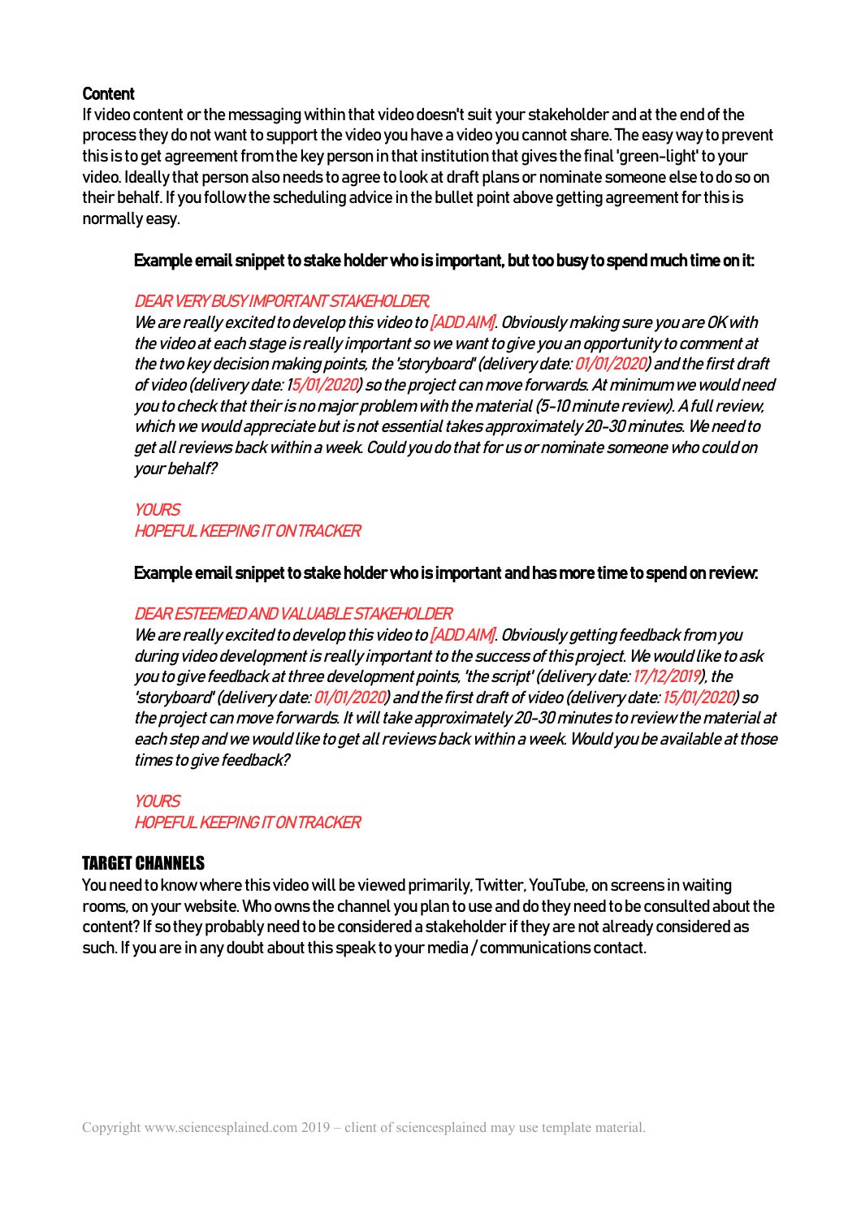**Content**

If video content or the messaging within that video doesn't suit your stakeholder and at the end of the process they do not want to support the video you have a video you cannot share. The easy way to prevent this is to get agreement from the key person in that institution that gives the final 'green-light' to your video. Ideally that person also needs to agree to look at draft plans or nominate someone else to do so on their behalf. If you follow the scheduling advice in the bullet point above getting agreement for this is normally easy.

> **Example email snippet to stake holder who is important, but too busy to spend much time on it:**
>
> *DEAR VERY BUSY IMPORTANT STAKEHOLDER,*
> *We are really excited to develop this video to [ADD AIM]. Obviously making sure you are OK with the video at each stage is really important so we want to give you an opportunity to comment at the two key decision making points, the 'storyboard' (delivery date: 01/01/2020) and the first draft of video (delivery date: 15/01/2020) so the project can move forwards. At minimum we would need you to check that their is no major problem with the material (5-10 minute review). A full review, which we would appreciate but is not essential takes approximately 20-30 minutes. We need to get all reviews back within a week. Could you do that for us or nominate someone who could on your behalf?*
>
> *YOURS*
> *HOPEFUL KEEPING IT ON TRACKER*
>
> **Example email snippet to stake holder who is important and has more time to spend on review:**
>
> *DEAR ESTEEMED AND VALUABLE STAKEHOLDER*
> *We are really excited to develop this video to [ADD AIM]. Obviously getting feedback from you during video development is really important to the success of this project. We would like to ask you to give feedback at three development points, 'the script' (delivery date: 17/12/2019), the 'storyboard' (delivery date: 01/01/2020) and the first draft of video (delivery date: 15/01/2020) so the project can move forwards. It will take approximately 20-30 minutes to review the material at each step and we would like to get all reviews back within a week. Would you be available at those times to give feedback?*
>
> *YOURS*
> *HOPEFUL KEEPING IT ON TRACKER*

## TARGET CHANNELS

You need to know where this video will be viewed primarily, Twitter, YouTube, on screens in waiting rooms, on your website. Who owns the channel you plan to use and do they need to be consulted about the content? If so they probably need to be considered a stakeholder if they are not already considered as such. If you are in any doubt about this speak to your media / communications contact.

Copyright www.sciencesplained.com 2019 – client of sciencesplained may use template material.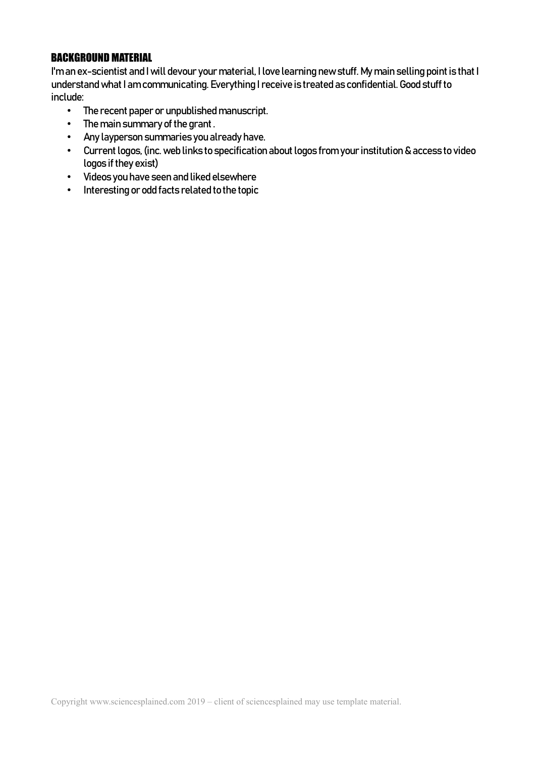## BACKGROUND MATERIAL

I'm an ex-scientist and I will devour your material, I love learning new stuff. My main selling point is that I understand what I am communicating. Everything I receive is treated as confidential. Good stuff to include:

- The recent paper or unpublished manuscript.
- The main summary of the grant .
- Any layperson summaries you already have.
- Current logos, (inc. web links to specification about logos from your institution & access to video logos if they exist)
- Videos you have seen and liked elsewhere
- Interesting or odd facts related to the topic

Copyright www.sciencesplained.com 2019 – client of sciencesplained may use template material.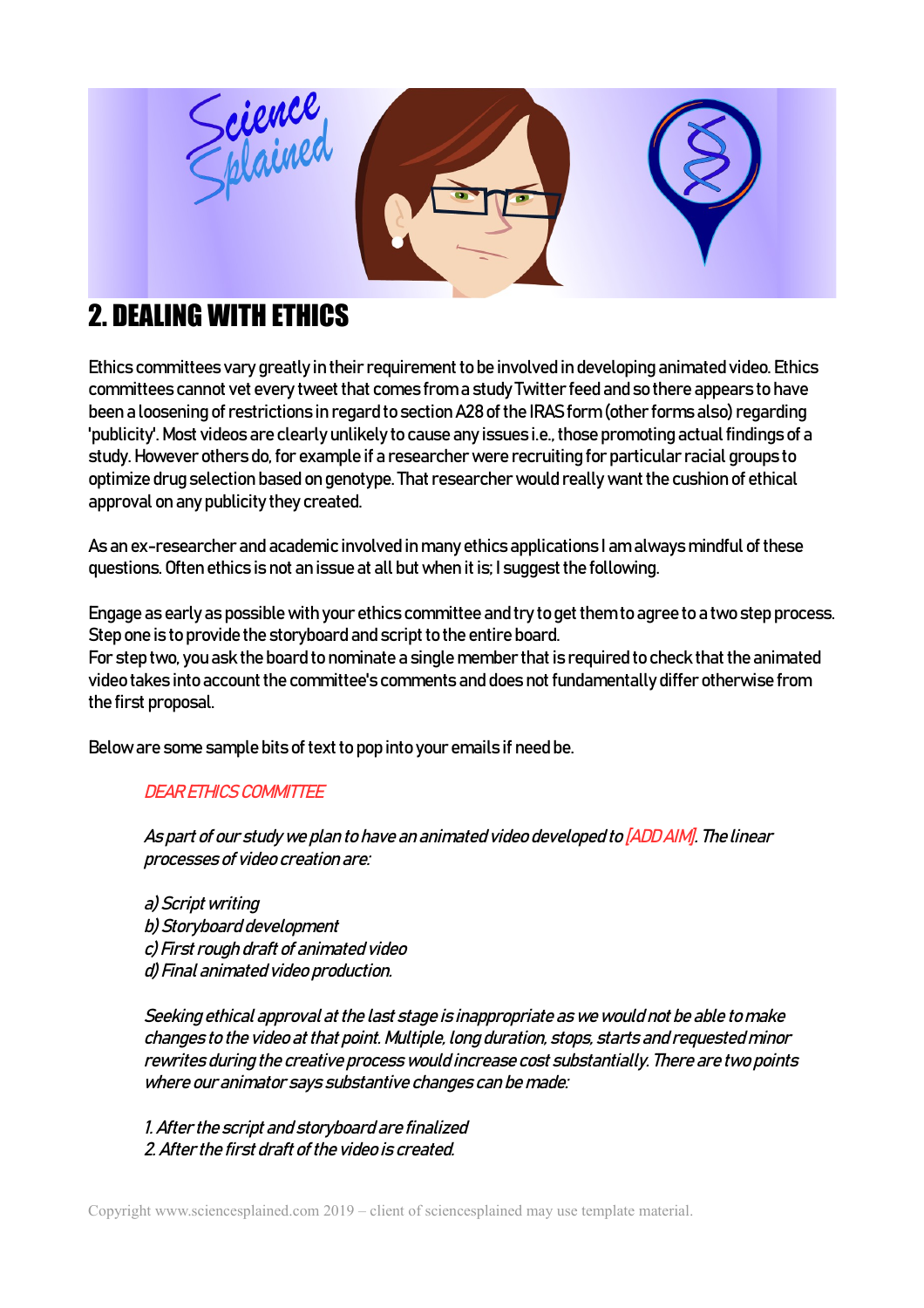# 2. DEALING WITH ETHICS

Ethics committees vary greatly in their requirement to be involved in developing animated video. Ethics committees cannot vet every tweet that comes from a study Twitter feed and so there appears to have been a loosening of restrictions in regard to section A28 of the IRAS form (other forms also) regarding 'publicity'. Most videos are clearly unlikely to cause any issues i.e., those promoting actual findings of a study. However others do, for example if a researcher were recruiting for particular racial groups to optimize drug selection based on genotype. That researcher would really want the cushion of ethical approval on any publicity they created.

As an ex-researcher and academic involved in many ethics applications I am always mindful of these questions. Often ethics is not an issue at all but when it is; I suggest the following.

Engage as early as possible with your ethics committee and try to get them to agree to a two step process. Step one is to provide the storyboard and script to the entire board.
For step two, you ask the board to nominate a single member that is required to check that the animated video takes into account the committee's comments and does not fundamentally differ otherwise from the first proposal.

Below are some sample bits of text to pop into your emails if need be.

> *DEAR ETHICS COMMITTEE*
>
> *As part of our study we plan to have an animated video developed to [ADD AIM]. The linear processes of video creation are:*
>
> *a) Script writing*
> *b) Storyboard development*
> *c) First rough draft of animated video*
> *d) Final animated video production.*
>
> *Seeking ethical approval at the last stage is inappropriate as we would not be able to make changes to the video at that point. Multiple, long duration, stops, starts and requested minor rewrites during the creative process would increase cost substantially. There are two points where our animator says substantive changes can be made:*
>
> *1. After the script and storyboard are finalized*
> *2. After the first draft of the video is created.*

Copyright www.sciencesplained.com 2019 – client of sciencesplained may use template material.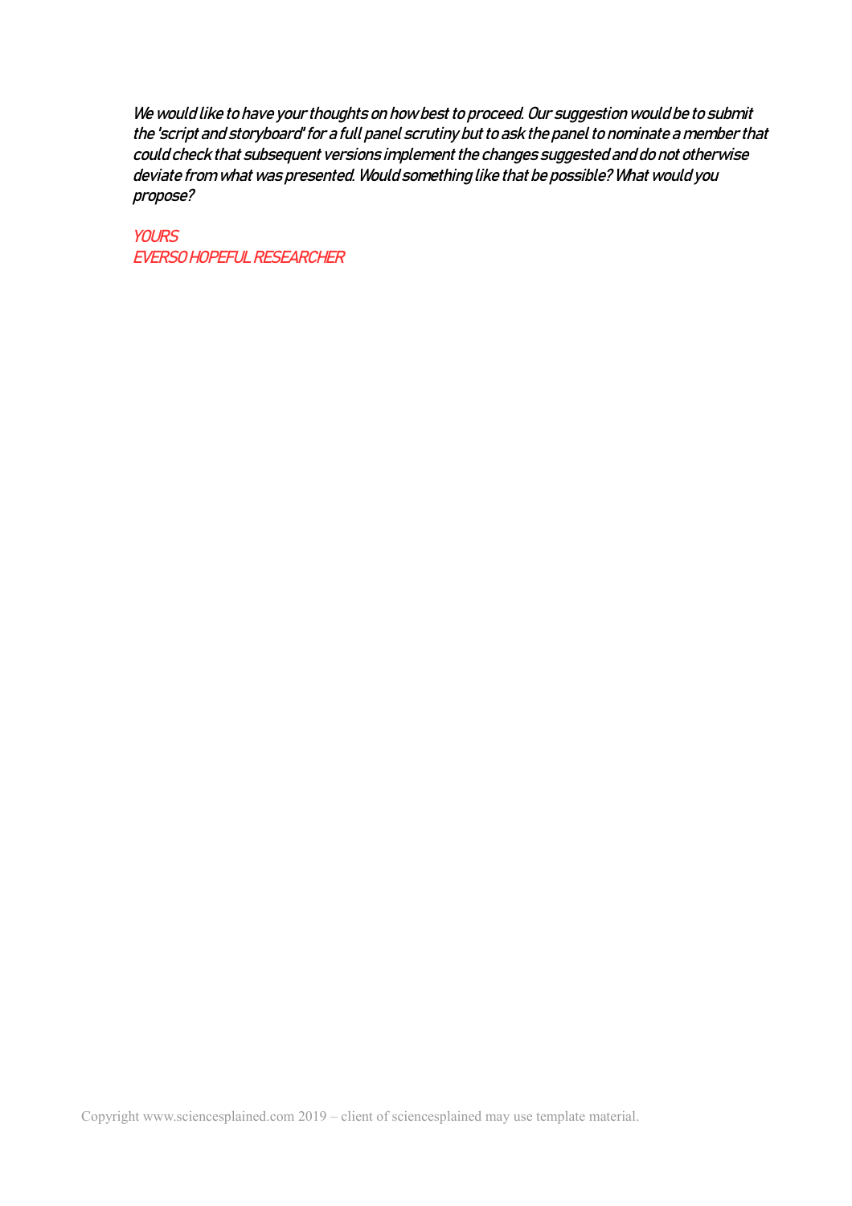*We would like to have your thoughts on how best to proceed. Our suggestion would be to submit the 'script and storyboard' for a full panel scrutiny but to ask the panel to nominate a member that could check that subsequent versions implement the changes suggested and do not otherwise deviate from what was presented. Would something like that be possible? What would you propose?*

*YOURS*
*EVERSO HOPEFUL RESEARCHER*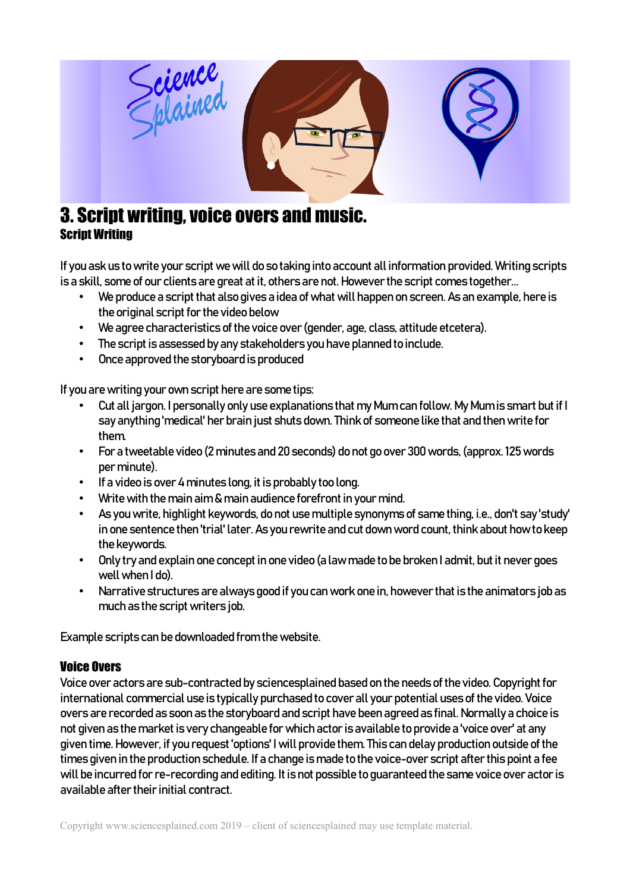# 3. Script writing, voice overs and music.

## Script Writing

If you ask us to write your script we will do so taking into account all information provided. Writing scripts is a skill, some of our clients are great at it, others are not. However the script comes together...

- We produce a script that also gives a idea of what will happen on screen. As an example, here is the original script for the video below
- We agree characteristics of the voice over (gender, age, class, attitude etcetera).
- The script is assessed by any stakeholders you have planned to include.
- Once approved the storyboard is produced

If you are writing your own script here are some tips:

- Cut all jargon. I personally only use explanations that my Mum can follow. My Mum is smart but if I say anything 'medical' her brain just shuts down. Think of someone like that and then write for them.
- For a tweetable video (2 minutes and 20 seconds) do not go over 300 words, (approx. 125 words per minute).
- If a video is over 4 minutes long, it is probably too long.
- Write with the main aim & main audience forefront in your mind.
- As you write, highlight keywords, do not use multiple synonyms of same thing, i.e., don't say 'study' in one sentence then 'trial' later. As you rewrite and cut down word count, think about how to keep the keywords.
- Only try and explain one concept in one video (a law made to be broken I admit, but it never goes well when I do).
- Narrative structures are always good if you can work one in, however that is the animators job as much as the script writers job.

Example scripts can be downloaded from the website.

## Voice Overs

Voice over actors are sub-contracted by sciencesplained based on the needs of the video. Copyright for international commercial use is typically purchased to cover all your potential uses of the video. Voice overs are recorded as soon as the storyboard and script have been agreed as final. Normally a choice is not given as the market is very changeable for which actor is available to provide a 'voice over' at any given time. However, if you request 'options' I will provide them. This can delay production outside of the times given in the production schedule. If a change is made to the voice-over script after this point a fee will be incurred for re-recording and editing. It is not possible to guaranteed the same voice over actor is available after their initial contract.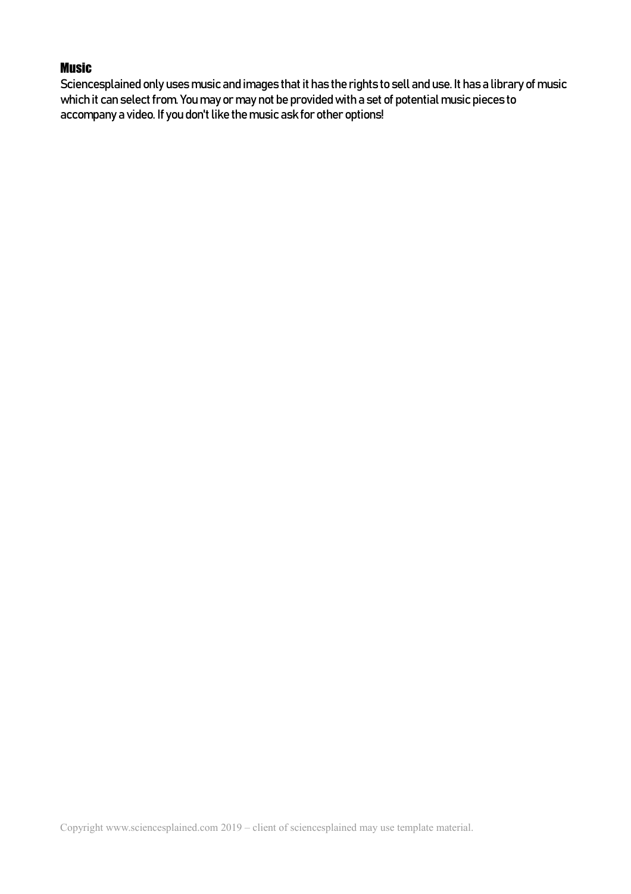## Music

Sciencesplained only uses music and images that it has the rights to sell and use. It has a library of music which it can select from. You may or may not be provided with a set of potential music pieces to accompany a video. If you don't like the music ask for other options!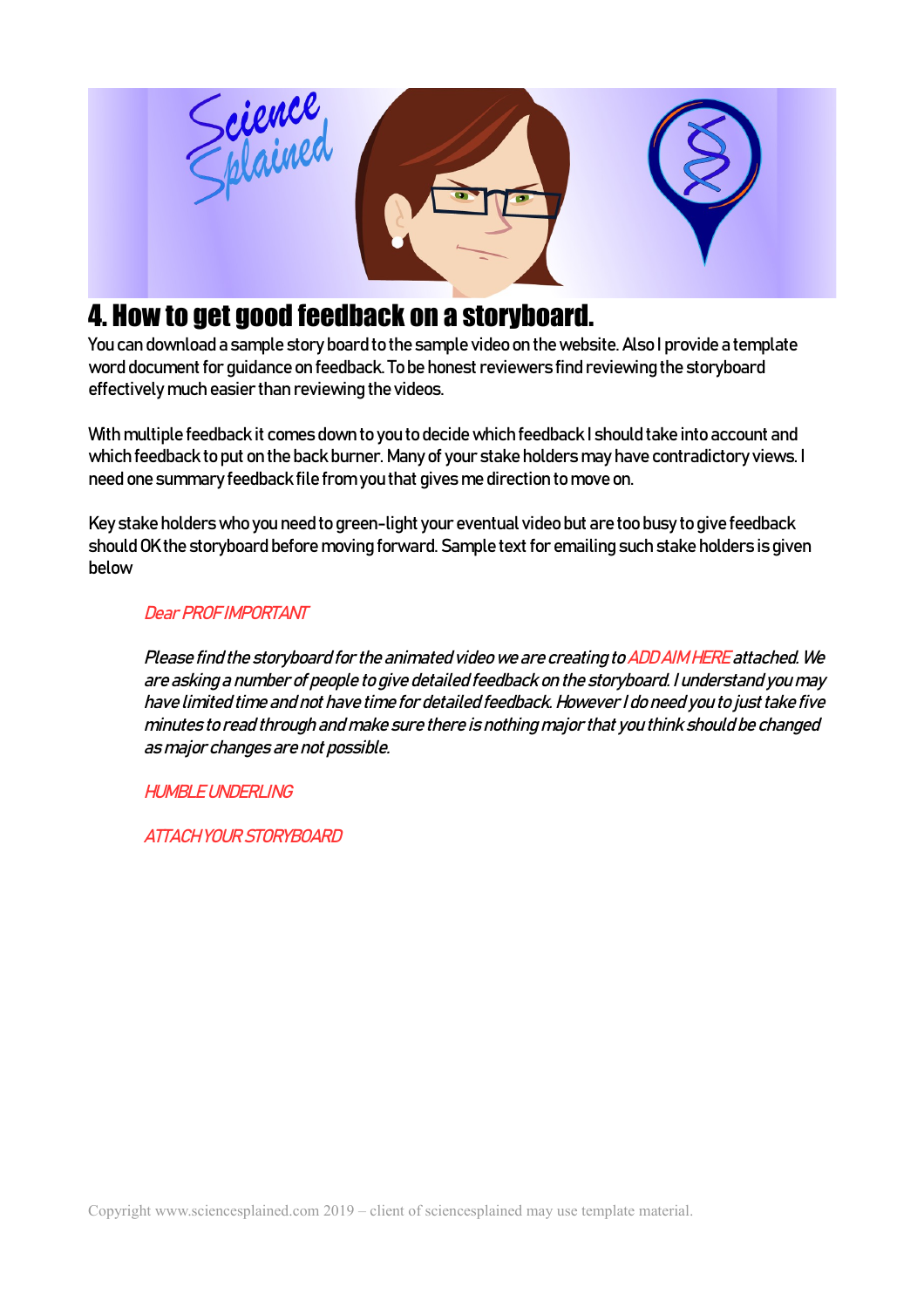# 4. How to get good feedback on a storyboard.

You can download a sample story board to the sample video on the website. Also I provide a template word document for guidance on feedback. To be honest reviewers find reviewing the storyboard effectively much easier than reviewing the videos.

With multiple feedback it comes down to you to decide which feedback I should take into account and which feedback to put on the back burner. Many of your stake holders may have contradictory views. I need one summary feedback file from you that gives me direction to move on.

Key stake holders who you need to green-light your eventual video but are too busy to give feedback should OK the storyboard before moving forward. Sample text for emailing such stake holders is given below

> *Dear PROF IMPORTANT*
>
> *Please find the storyboard for the animated video we are creating to ADD AIM HERE attached. We are asking a number of people to give detailed feedback on the storyboard. I understand you may have limited time and not have time for detailed feedback. However I do need you to just take five minutes to read through and make sure there is nothing major that you think should be changed as major changes are not possible.*
>
> *HUMBLE UNDERLING*
>
> *ATTACH YOUR STORYBOARD*

Copyright www.sciencesplained.com 2019 – client of sciencesplained may use template material.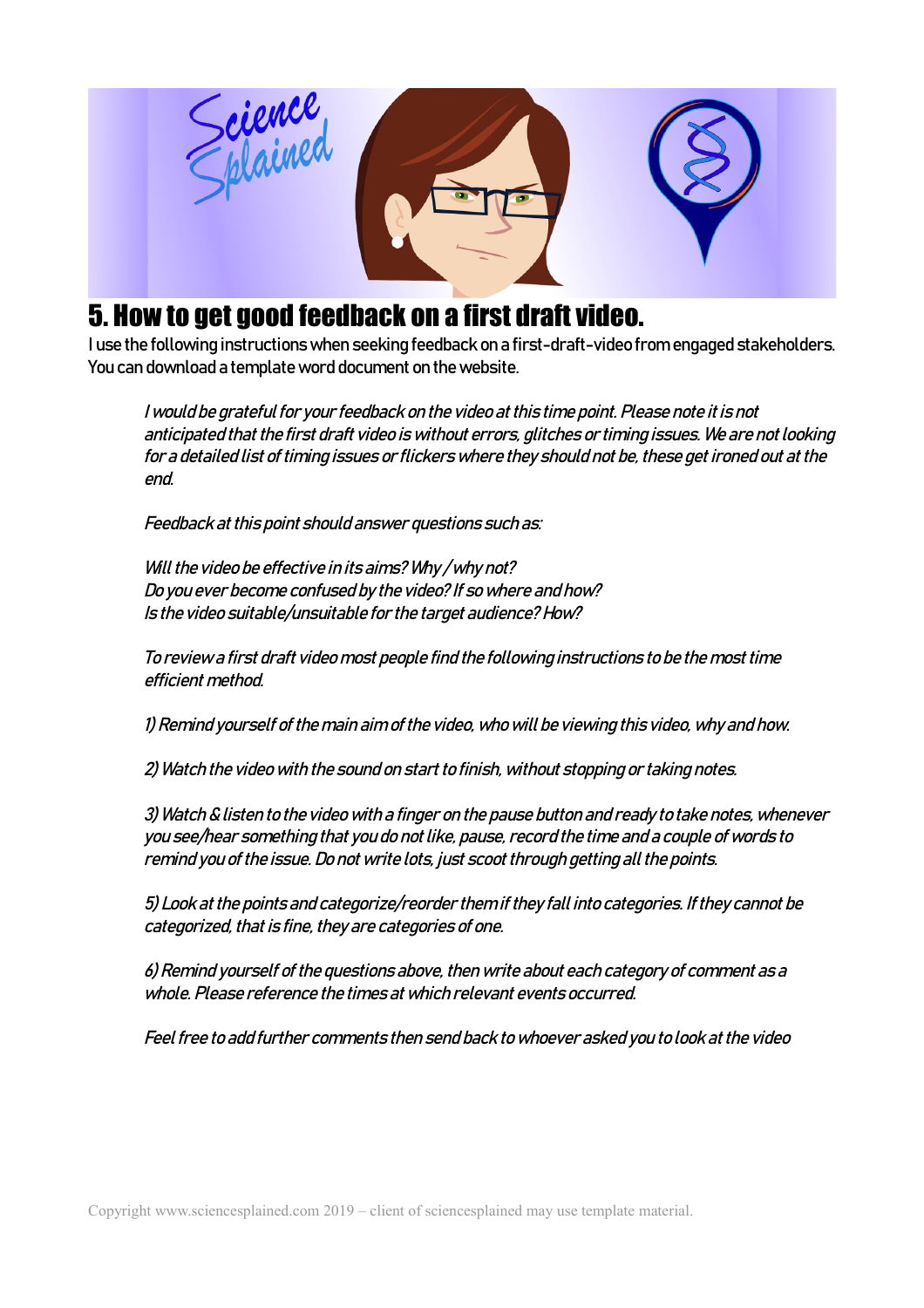# 5. How to get good feedback on a first draft video.

I use the following instructions when seeking feedback on a first-draft-video from engaged stakeholders. You can download a template word document on the website.

> *I would be grateful for your feedback on the video at this time point. Please note it is not anticipated that the first draft video is without errors, glitches or timing issues. We are not looking for a detailed list of timing issues or flickers where they should not be, these get ironed out at the end.*
>
> *Feedback at this point should answer questions such as:*
>
> *Will the video be effective in its aims? Why / why not?*
> *Do you ever become confused by the video? If so where and how?*
> *Is the video suitable/unsuitable for the target audience? How?*
>
> *To review a first draft video most people find the following instructions to be the most time efficient method.*
>
> *1) Remind yourself of the main aim of the video, who will be viewing this video, why and how.*
>
> *2) Watch the video with the sound on start to finish, without stopping or taking notes.*
>
> *3) Watch & listen to the video with a finger on the pause button and ready to take notes, whenever you see/hear something that you do not like, pause, record the time and a couple of words to remind you of the issue. Do not write lots, just scoot through getting all the points.*
>
> *5) Look at the points and categorize/reorder them if they fall into categories. If they cannot be categorized, that is fine, they are categories of one.*
>
> *6) Remind yourself of the questions above, then write about each category of comment as a whole. Please reference the times at which relevant events occurred.*
>
> *Feel free to add further comments then send back to whoever asked you to look at the video*

Copyright www.sciencesplained.com 2019 – client of sciencesplained may use template material.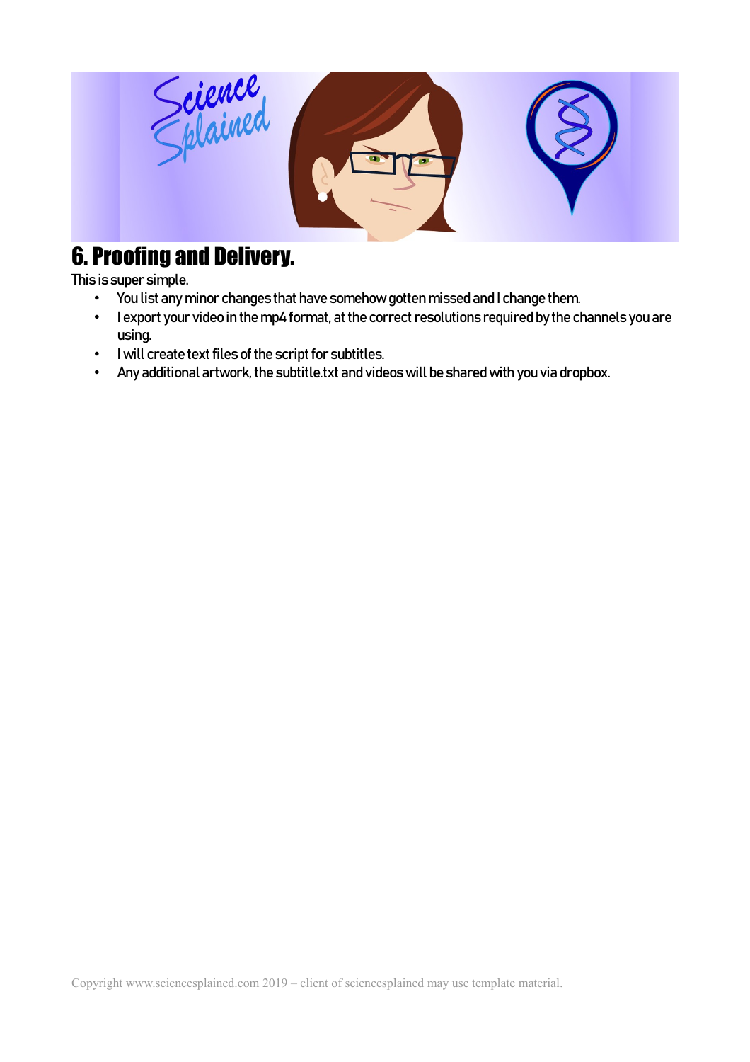# 6. Proofing and Delivery.

This is super simple.

- You list any minor changes that have somehow gotten missed and I change them.
- I export your video in the mp4 format, at the correct resolutions required by the channels you are using.
- I will create text files of the script for subtitles.
- Any additional artwork, the subtitle.txt and videos will be shared with you via dropbox.

Copyright www.sciencesplained.com 2019 – client of sciencesplained may use template material.